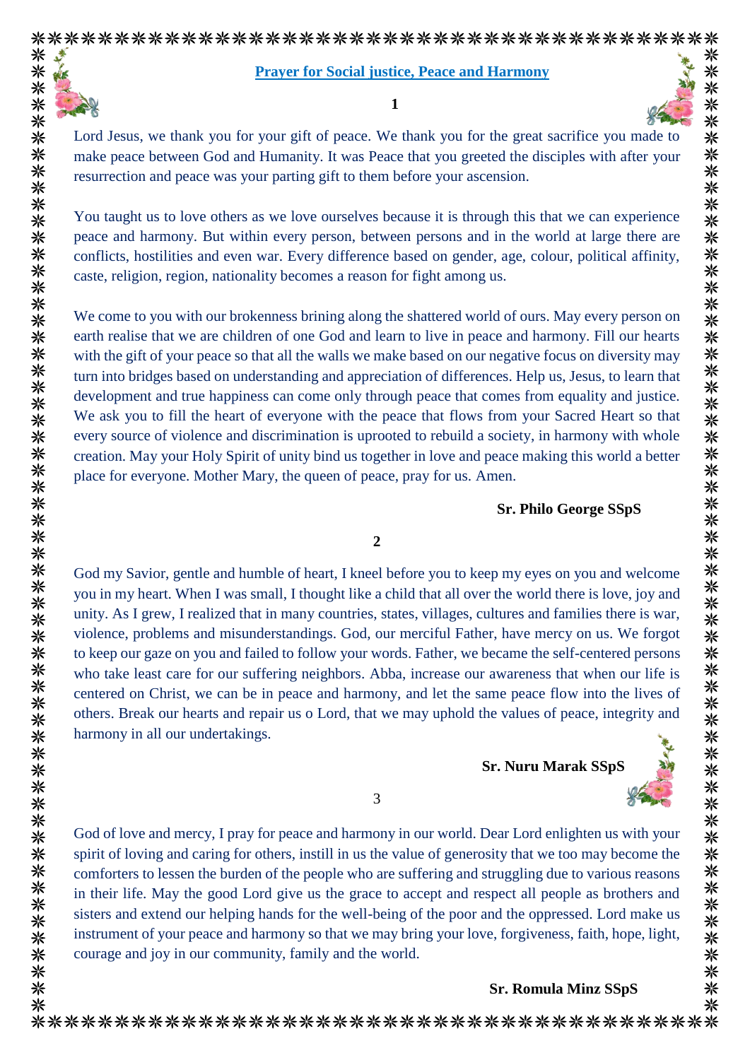# Prayer for Social justice, Peace and Harmony

**1**

Lord Jesus, we thank you for your gift of peace. We thank you for the great sacrifice you made to make peace between God and Humanity. It was Peace that you greeted the disciples with after your resurrection and peace was your parting gift to them before your ascension.

You taught us to love others as we love ourselves because it is through this that we can experience peace and harmony. But within every person, between persons and in the world at large there are conflicts, hostilities and even war. Every difference based on gender, age, colour, political affinity, caste, religion, region, nationality becomes a reason for fight among us.

We come to you with our brokenness brining along the shattered world of ours. May every person on earth realise that we are children of one God and learn to live in peace and harmony. Fill our hearts with the gift of your peace so that all the walls we make based on our negative focus on diversity may turn into bridges based on understanding and appreciation of differences. Help us, Jesus, to learn that development and true happiness can come only through peace that comes from equality and justice. We ask you to fill the heart of everyone with the peace that flows from your Sacred Heart so that every source of violence and discrimination is uprooted to rebuild a society, in harmony with whole creation. May your Holy Spirit of unity bind us together in love and peace making this world a better place for everyone. Mother Mary, the queen of peace, pray for us. Amen.

**Sr. Philo George SSpS**

**2**

God my Savior, gentle and humble of heart, I kneel before you to keep my eyes on you and welcome you in my heart. When I was small, I thought like a child that all over the world there is love, joy and unity. As I grew, I realized that in many countries, states, villages, cultures and families there is war, violence, problems and misunderstandings. God, our merciful Father, have mercy on us. We forgot to keep our gaze on you and failed to follow your words. Father, we became the self-centered persons who take least care for our suffering neighbors. Abba, increase our awareness that when our life is centered on Christ, we can be in peace and harmony, and let the same peace flow into the lives of others. Break our hearts and repair us o Lord, that we may uphold the values of peace, integrity and harmony in all our undertakings.

**Sr. Nuru Marak SSpS**

3

God of love and mercy, I pray for peace and harmony in our world. Dear Lord enlighten us with your spirit of loving and caring for others, instill in us the value of generosity that we too may become the comforters to lessen the burden of the people who are suffering and struggling due to various reasons in their life. May the good Lord give us the grace to accept and respect all people as brothers and sisters and extend our helping hands for the well-being of the poor and the oppressed. Lord make us instrument of your peace and harmony so that we may bring your love, forgiveness, faith, hope, light, courage and joy in our community, family and the world.

**Sr. Romula Minz SSpS**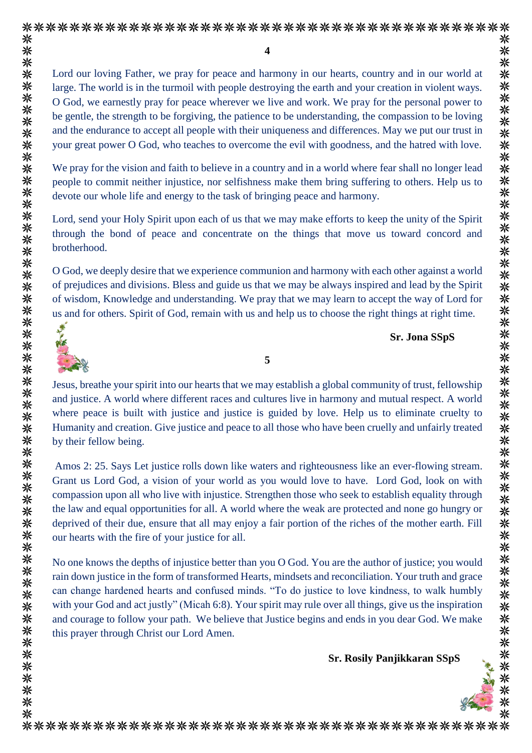## 4

Lord our loving Father, we pray for peace and harmony in our hearts, country and in our world at large. The world is in the turmoil with people destroying the earth and your creation in violent ways. O God, we earnestly pray for peace wherever we live and work. We pray for the personal power to be gentle, the strength to be forgiving, the patience to be understanding, the compassion to be loving and the endurance to accept all people with their uniqueness and differences. May we put our trust in your great power O God, who teaches to overcome the evil with goodness, and the hatred with love.

We pray for the vision and faith to believe in a country and in a world where fear shall no longer lead people to commit neither injustice, nor selfishness make them bring suffering to others. Help us to devote our whole life and energy to the task of bringing peace and harmony.

Lord, send your Holy Spirit upon each of us that we may make efforts to keep the unity of the Spirit through the bond of peace and concentrate on the things that move us toward concord and brotherhood.

O God, we deeply desire that we experience communion and harmony with each other against a world of prejudices and divisions. Bless and guide us that we may be always inspired and lead by the Spirit of wisdom, Knowledge and understanding. We pray that we may learn to accept the way of Lord for us and for others. Spirit of God, remain with us and help us to choose the right things at right time.

**Sr. Jona SSpS**

## 5

Jesus, breathe your spirit into our hearts that we may establish a global community of trust, fellowship and justice. A world where different races and cultures live in harmony and mutual respect. A world where peace is built with justice and justice is guided by love. Help us to eliminate cruelty to Humanity and creation. Give justice and peace to all those who have been cruelly and unfairly treated by their fellow being.

Amos 2: 25. Says Let justice rolls down like waters and righteousness like an ever-flowing stream. Grant us Lord God, a vision of your world as you would love to have. Lord God, look on with compassion upon all who live with injustice. Strengthen those who seek to establish equality through the law and equal opportunities for all. A world where the weak are protected and none go hungry or deprived of their due, ensure that all may enjoy a fair portion of the riches of the mother earth. Fill our hearts with the fire of your justice for all.

No one knows the depths of injustice better than you O God. You are the author of justice; you would rain down justice in the form of transformed Hearts, mindsets and reconciliation. Your truth and grace can change hardened hearts and confused minds. "To do justice to love kindness, to walk humbly with your God and act justly" (Micah 6:8). Your spirit may rule over all things, give us the inspiration and courage to follow your path. We believe that Justice begins and ends in you dear God. We make this prayer through Christ our Lord Amen.

**Sr. Rosily Panjikkaran SSpS**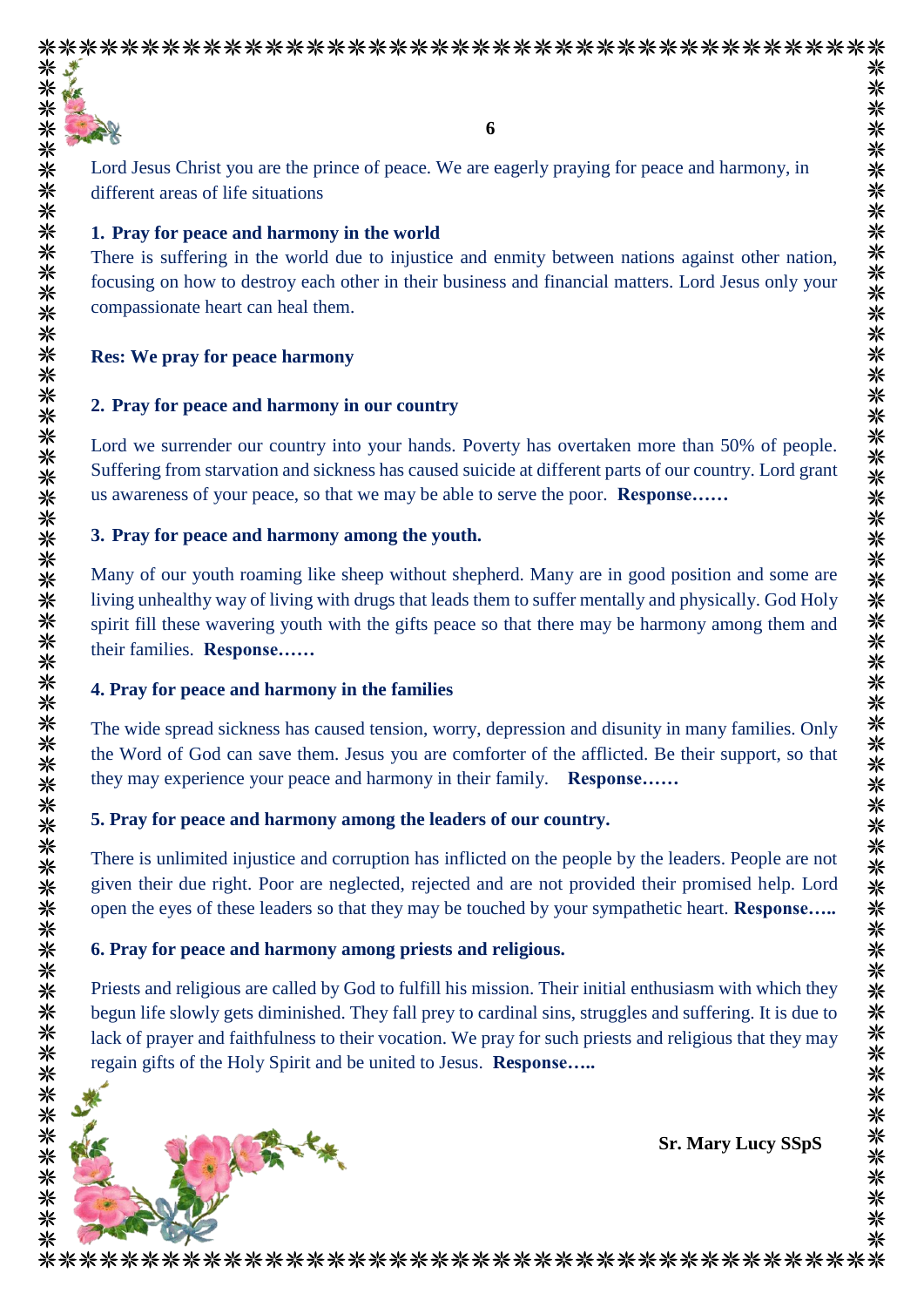Lord Jesus Christ you are the prince of peace. We are eagerly praying for peace and harmony, in different areas of life situations

**1. Pray for peace and harmony in the world**

There is suffering in the world due to injustice and enmity between nations against other nation, focusing on how to destroy each other in their business and financial matters. Lord Jesus only your compassionate heart can heal them.

**Res: We pray for peace harmony**

**2. Pray for peace and harmony in our country**

Lord we surrender our country into your hands. Poverty has overtaken more than 50% of people. Suffering from starvation and sickness has caused suicide at different parts of our country. Lord grant us awareness of your peace, so that we may be able to serve the poor. **Response……**

**3. Pray for peace and harmony among the youth.**

Many of our youth roaming like sheep without shepherd. Many are in good position and some are living unhealthy way of living with drugs that leads them to suffer mentally and physically. God Holy spirit fill these wavering youth with the gifts peace so that there may be harmony among them and their families. **Response……**

**4. Pray for peace and harmony in the families**

The wide spread sickness has caused tension, worry, depression and disunity in many families. Only the Word of God can save them. Jesus you are comforter of the afflicted. Be their support, so that they may experience your peace and harmony in their family. **Response……**

**5. Pray for peace and harmony among the leaders of our country.**

There is unlimited injustice and corruption has inflicted on the people by the leaders. People are not given their due right. Poor are neglected, rejected and are not provided their promised help. Lord open the eyes of these leaders so that they may be touched by your sympathetic heart. **Response…..**

**6. Pray for peace and harmony among priests and religious.**

Priests and religious are called by God to fulfill his mission. Their initial enthusiasm with which they begun life slowly gets diminished. They fall prey to cardinal sins, struggles and suffering. It is due to lack of prayer and faithfulness to their vocation. We pray for such priests and religious that they may regain gifts of the Holy Spirit and be united to Jesus. **Response…..**

**Sr. Mary Lucy SSpS**